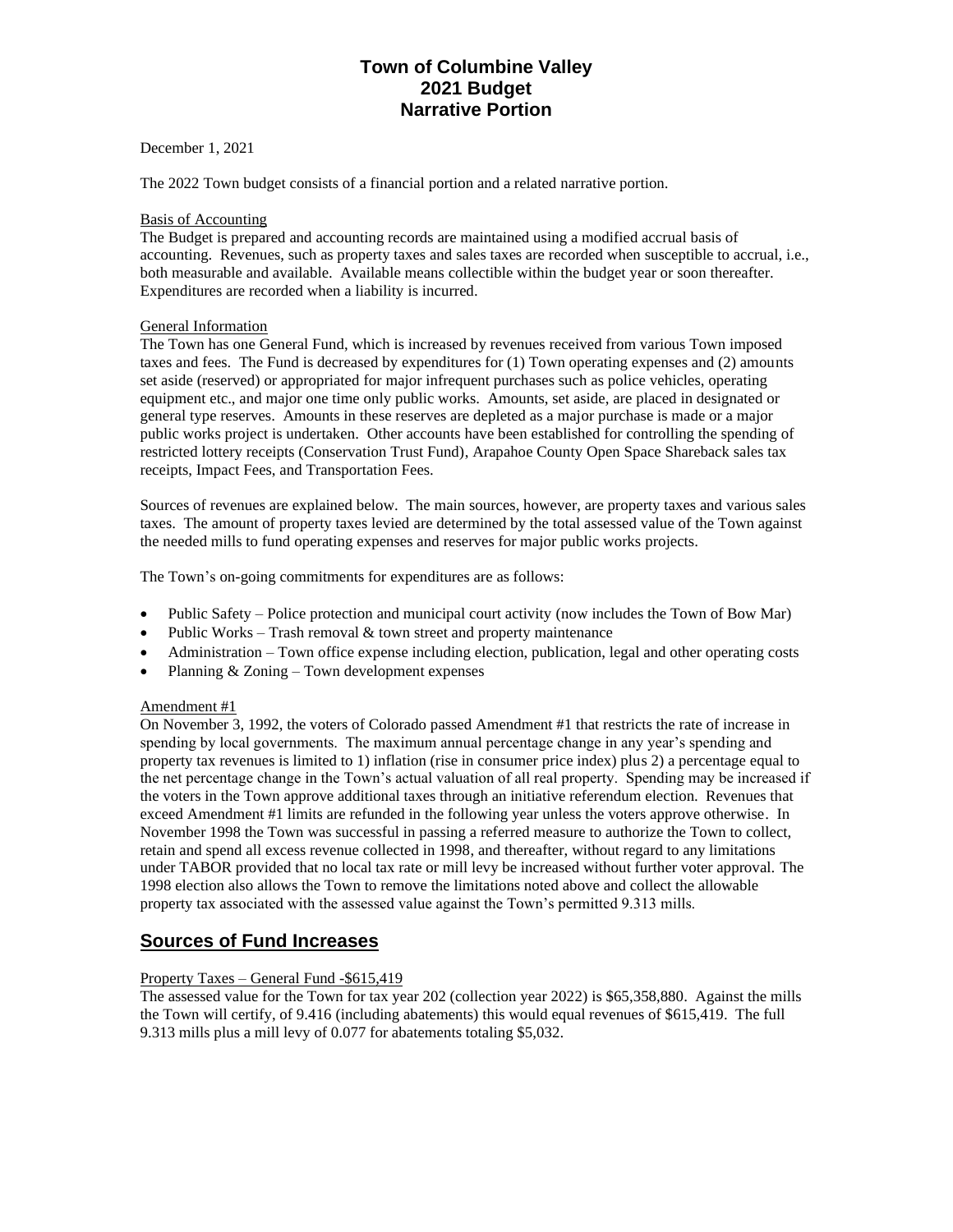# Town of Columbine Valley
# 2021 Budget
# Narrative Portion

December 1, 2021

The 2022 Town budget consists of a financial portion and a related narrative portion.

Basis of Accounting

The Budget is prepared and accounting records are maintained using a modified accrual basis of accounting. Revenues, such as property taxes and sales taxes are recorded when susceptible to accrual, i.e., both measurable and available. Available means collectible within the budget year or soon thereafter. Expenditures are recorded when a liability is incurred.

General Information

The Town has one General Fund, which is increased by revenues received from various Town imposed taxes and fees. The Fund is decreased by expenditures for (1) Town operating expenses and (2) amounts set aside (reserved) or appropriated for major infrequent purchases such as police vehicles, operating equipment etc., and major one time only public works. Amounts, set aside, are placed in designated or general type reserves. Amounts in these reserves are depleted as a major purchase is made or a major public works project is undertaken. Other accounts have been established for controlling the spending of restricted lottery receipts (Conservation Trust Fund), Arapahoe County Open Space Shareback sales tax receipts, Impact Fees, and Transportation Fees.

Sources of revenues are explained below. The main sources, however, are property taxes and various sales taxes. The amount of property taxes levied are determined by the total assessed value of the Town against the needed mills to fund operating expenses and reserves for major public works projects.

The Town's on-going commitments for expenditures are as follows:

- Public Safety – Police protection and municipal court activity (now includes the Town of Bow Mar)
- Public Works – Trash removal & town street and property maintenance
- Administration – Town office expense including election, publication, legal and other operating costs
- Planning & Zoning – Town development expenses

Amendment #1

On November 3, 1992, the voters of Colorado passed Amendment #1 that restricts the rate of increase in spending by local governments. The maximum annual percentage change in any year's spending and property tax revenues is limited to 1) inflation (rise in consumer price index) plus 2) a percentage equal to the net percentage change in the Town's actual valuation of all real property. Spending may be increased if the voters in the Town approve additional taxes through an initiative referendum election. Revenues that exceed Amendment #1 limits are refunded in the following year unless the voters approve otherwise. In November 1998 the Town was successful in passing a referred measure to authorize the Town to collect, retain and spend all excess revenue collected in 1998, and thereafter, without regard to any limitations under TABOR provided that no local tax rate or mill levy be increased without further voter approval. The 1998 election also allows the Town to remove the limitations noted above and collect the allowable property tax associated with the assessed value against the Town's permitted 9.313 mills.

## Sources of Fund Increases

Property Taxes – General Fund -$615,419

The assessed value for the Town for tax year 202 (collection year 2022) is $65,358,880. Against the mills the Town will certify, of 9.416 (including abatements) this would equal revenues of $615,419. The full 9.313 mills plus a mill levy of 0.077 for abatements totaling $5,032.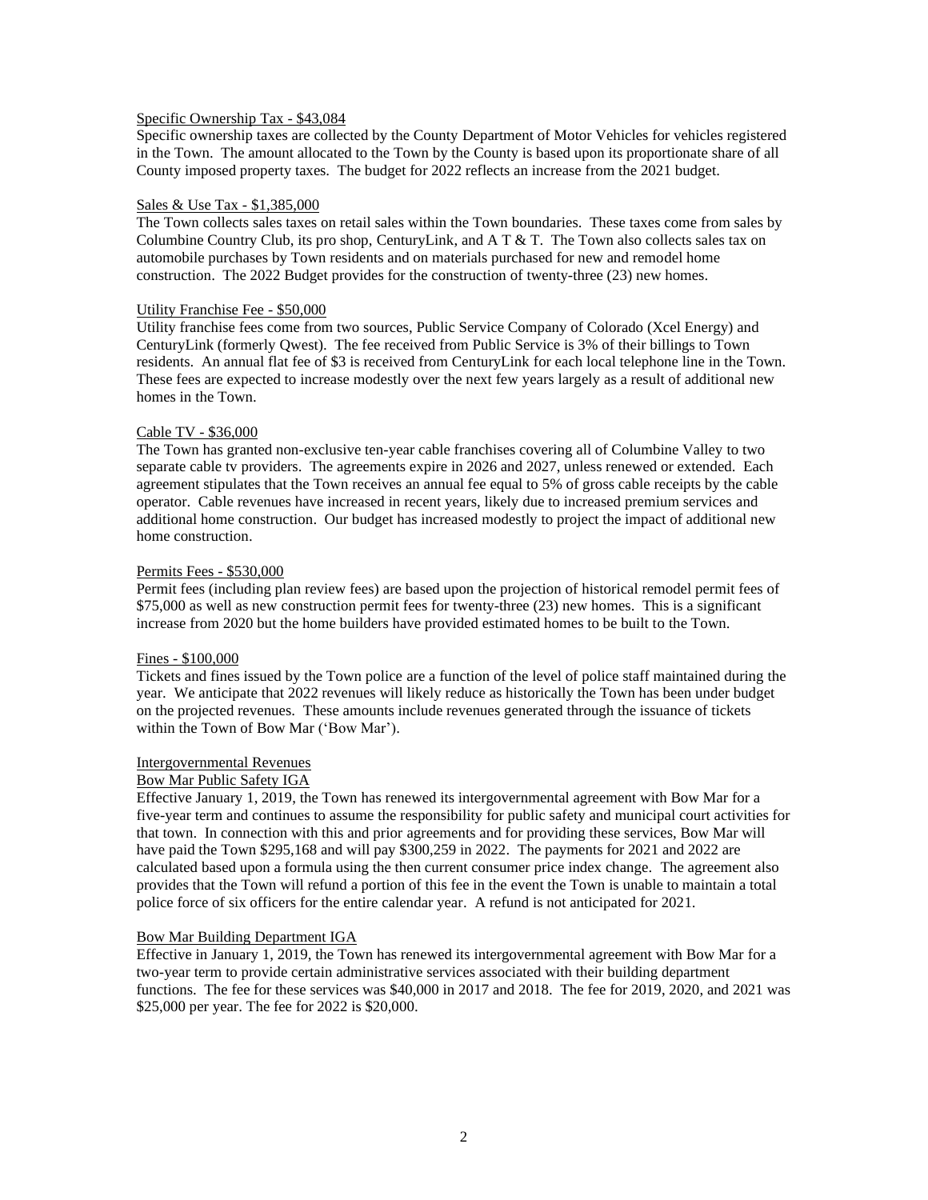Specific Ownership Tax - $43,084

Specific ownership taxes are collected by the County Department of Motor Vehicles for vehicles registered in the Town. The amount allocated to the Town by the County is based upon its proportionate share of all County imposed property taxes. The budget for 2022 reflects an increase from the 2021 budget.

Sales & Use Tax - $1,385,000

The Town collects sales taxes on retail sales within the Town boundaries. These taxes come from sales by Columbine Country Club, its pro shop, CenturyLink, and A T & T. The Town also collects sales tax on automobile purchases by Town residents and on materials purchased for new and remodel home construction. The 2022 Budget provides for the construction of twenty-three (23) new homes.

Utility Franchise Fee - $50,000

Utility franchise fees come from two sources, Public Service Company of Colorado (Xcel Energy) and CenturyLink (formerly Qwest). The fee received from Public Service is 3% of their billings to Town residents. An annual flat fee of $3 is received from CenturyLink for each local telephone line in the Town. These fees are expected to increase modestly over the next few years largely as a result of additional new homes in the Town.

Cable TV - $36,000

The Town has granted non-exclusive ten-year cable franchises covering all of Columbine Valley to two separate cable tv providers. The agreements expire in 2026 and 2027, unless renewed or extended. Each agreement stipulates that the Town receives an annual fee equal to 5% of gross cable receipts by the cable operator. Cable revenues have increased in recent years, likely due to increased premium services and additional home construction. Our budget has increased modestly to project the impact of additional new home construction.

Permits Fees - $530,000

Permit fees (including plan review fees) are based upon the projection of historical remodel permit fees of $75,000 as well as new construction permit fees for twenty-three (23) new homes. This is a significant increase from 2020 but the home builders have provided estimated homes to be built to the Town.

Fines - $100,000

Tickets and fines issued by the Town police are a function of the level of police staff maintained during the year. We anticipate that 2022 revenues will likely reduce as historically the Town has been under budget on the projected revenues. These amounts include revenues generated through the issuance of tickets within the Town of Bow Mar ('Bow Mar').

Intergovernmental Revenues

Bow Mar Public Safety IGA

Effective January 1, 2019, the Town has renewed its intergovernmental agreement with Bow Mar for a five-year term and continues to assume the responsibility for public safety and municipal court activities for that town. In connection with this and prior agreements and for providing these services, Bow Mar will have paid the Town $295,168 and will pay $300,259 in 2022. The payments for 2021 and 2022 are calculated based upon a formula using the then current consumer price index change. The agreement also provides that the Town will refund a portion of this fee in the event the Town is unable to maintain a total police force of six officers for the entire calendar year. A refund is not anticipated for 2021.

Bow Mar Building Department IGA

Effective in January 1, 2019, the Town has renewed its intergovernmental agreement with Bow Mar for a two-year term to provide certain administrative services associated with their building department functions. The fee for these services was $40,000 in 2017 and 2018. The fee for 2019, 2020, and 2021 was $25,000 per year. The fee for 2022 is $20,000.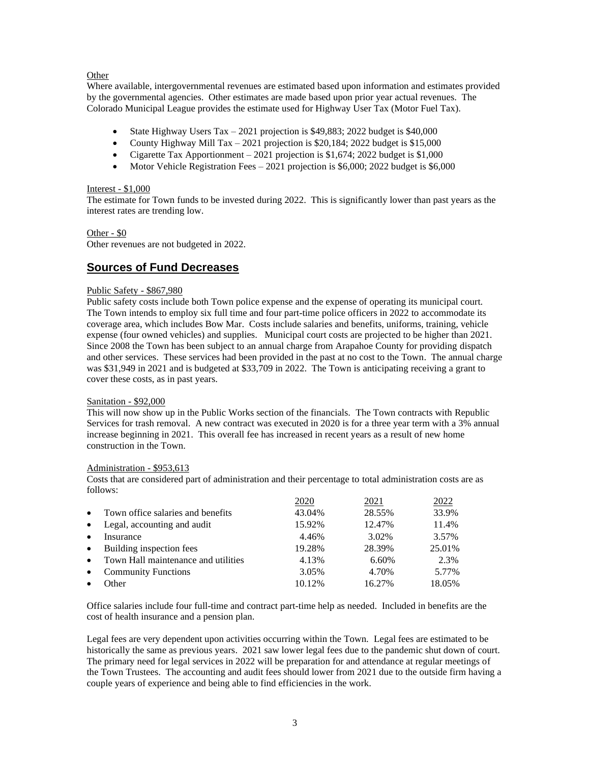Other

Where available, intergovernmental revenues are estimated based upon information and estimates provided by the governmental agencies. Other estimates are made based upon prior year actual revenues. The Colorado Municipal League provides the estimate used for Highway User Tax (Motor Fuel Tax).

- State Highway Users Tax – 2021 projection is $49,883; 2022 budget is $40,000
- County Highway Mill Tax – 2021 projection is $20,184; 2022 budget is $15,000
- Cigarette Tax Apportionment – 2021 projection is $1,674; 2022 budget is $1,000
- Motor Vehicle Registration Fees – 2021 projection is $6,000; 2022 budget is $6,000

Interest - $1,000

The estimate for Town funds to be invested during 2022. This is significantly lower than past years as the interest rates are trending low.

Other - $0

Other revenues are not budgeted in 2022.

## Sources of Fund Decreases

Public Safety - $867,980

Public safety costs include both Town police expense and the expense of operating its municipal court. The Town intends to employ six full time and four part-time police officers in 2022 to accommodate its coverage area, which includes Bow Mar. Costs include salaries and benefits, uniforms, training, vehicle expense (four owned vehicles) and supplies. Municipal court costs are projected to be higher than 2021. Since 2008 the Town has been subject to an annual charge from Arapahoe County for providing dispatch and other services. These services had been provided in the past at no cost to the Town. The annual charge was $31,949 in 2021 and is budgeted at $33,709 in 2022. The Town is anticipating receiving a grant to cover these costs, as in past years.

Sanitation - $92,000

This will now show up in the Public Works section of the financials. The Town contracts with Republic Services for trash removal. A new contract was executed in 2020 is for a three year term with a 3% annual increase beginning in 2021. This overall fee has increased in recent years as a result of new home construction in the Town.

Administration - $953,613

Costs that are considered part of administration and their percentage to total administration costs are as follows:

| | 2020 | 2021 | 2022 |
|---|---|---|---|
| • Town office salaries and benefits | 43.04% | 28.55% | 33.9% |
| • Legal, accounting and audit | 15.92% | 12.47% | 11.4% |
| • Insurance | 4.46% | 3.02% | 3.57% |
| • Building inspection fees | 19.28% | 28.39% | 25.01% |
| • Town Hall maintenance and utilities | 4.13% | 6.60% | 2.3% |
| • Community Functions | 3.05% | 4.70% | 5.77% |
| • Other | 10.12% | 16.27% | 18.05% |

Office salaries include four full-time and contract part-time help as needed. Included in benefits are the cost of health insurance and a pension plan.

Legal fees are very dependent upon activities occurring within the Town. Legal fees are estimated to be historically the same as previous years. 2021 saw lower legal fees due to the pandemic shut down of court. The primary need for legal services in 2022 will be preparation for and attendance at regular meetings of the Town Trustees. The accounting and audit fees should lower from 2021 due to the outside firm having a couple years of experience and being able to find efficiencies in the work.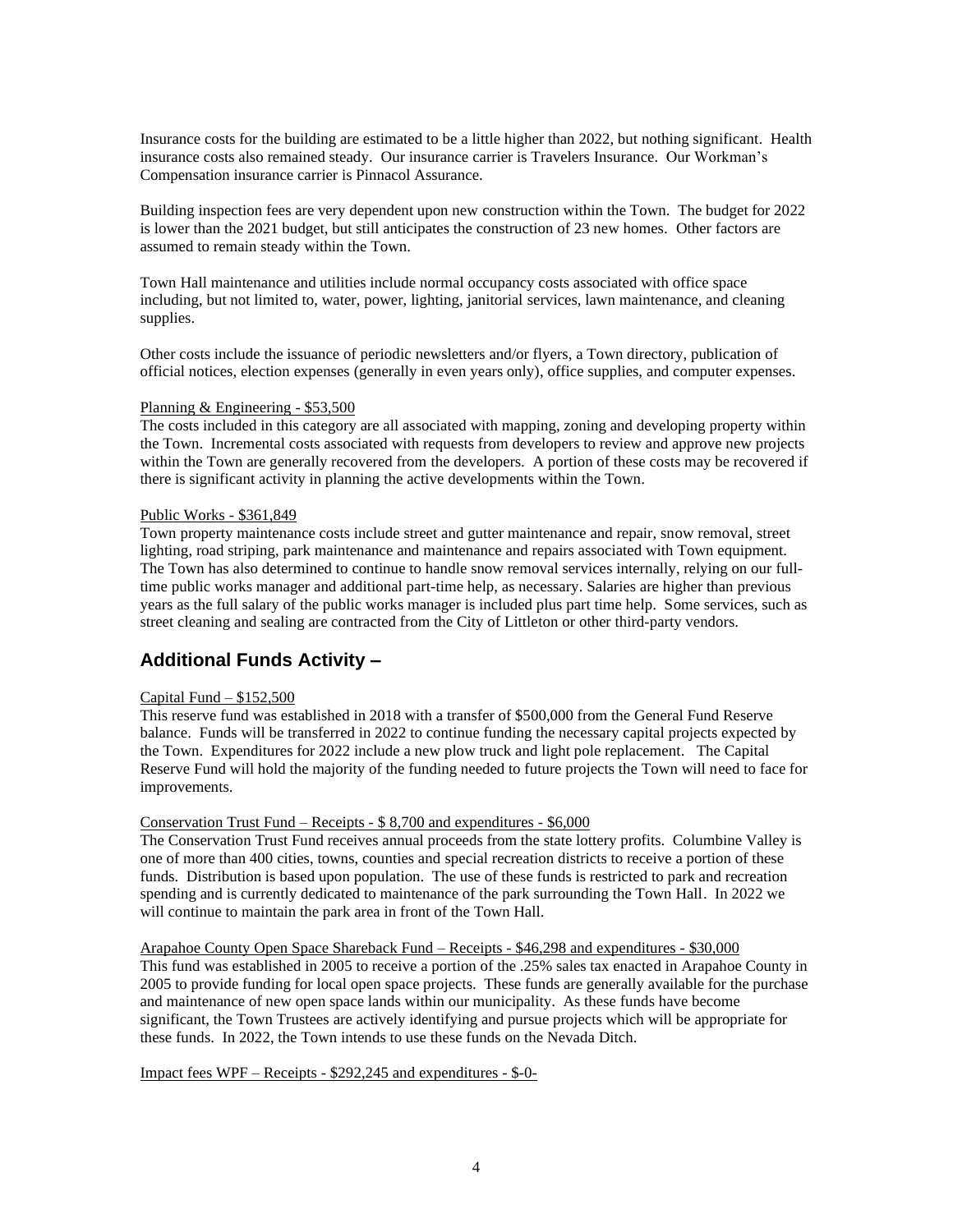Insurance costs for the building are estimated to be a little higher than 2022, but nothing significant. Health insurance costs also remained steady. Our insurance carrier is Travelers Insurance. Our Workman's Compensation insurance carrier is Pinnacol Assurance.

Building inspection fees are very dependent upon new construction within the Town. The budget for 2022 is lower than the 2021 budget, but still anticipates the construction of 23 new homes. Other factors are assumed to remain steady within the Town.

Town Hall maintenance and utilities include normal occupancy costs associated with office space including, but not limited to, water, power, lighting, janitorial services, lawn maintenance, and cleaning supplies.

Other costs include the issuance of periodic newsletters and/or flyers, a Town directory, publication of official notices, election expenses (generally in even years only), office supplies, and computer expenses.

<u>Planning & Engineering - $53,500</u>

The costs included in this category are all associated with mapping, zoning and developing property within the Town. Incremental costs associated with requests from developers to review and approve new projects within the Town are generally recovered from the developers. A portion of these costs may be recovered if there is significant activity in planning the active developments within the Town.

<u>Public Works - $361,849</u>

Town property maintenance costs include street and gutter maintenance and repair, snow removal, street lighting, road striping, park maintenance and maintenance and repairs associated with Town equipment. The Town has also determined to continue to handle snow removal services internally, relying on our full-time public works manager and additional part-time help, as necessary. Salaries are higher than previous years as the full salary of the public works manager is included plus part time help. Some services, such as street cleaning and sealing are contracted from the City of Littleton or other third-party vendors.

## Additional Funds Activity –

<u>Capital Fund – $152,500</u>

This reserve fund was established in 2018 with a transfer of $500,000 from the General Fund Reserve balance. Funds will be transferred in 2022 to continue funding the necessary capital projects expected by the Town. Expenditures for 2022 include a new plow truck and light pole replacement. The Capital Reserve Fund will hold the majority of the funding needed to future projects the Town will need to face for improvements.

<u>Conservation Trust Fund – Receipts - $ 8,700 and expenditures - $6,000</u>

The Conservation Trust Fund receives annual proceeds from the state lottery profits. Columbine Valley is one of more than 400 cities, towns, counties and special recreation districts to receive a portion of these funds. Distribution is based upon population. The use of these funds is restricted to park and recreation spending and is currently dedicated to maintenance of the park surrounding the Town Hall. In 2022 we will continue to maintain the park area in front of the Town Hall.

<u>Arapahoe County Open Space Shareback Fund – Receipts - $46,298 and expenditures - $30,000</u>

This fund was established in 2005 to receive a portion of the .25% sales tax enacted in Arapahoe County in 2005 to provide funding for local open space projects. These funds are generally available for the purchase and maintenance of new open space lands within our municipality. As these funds have become significant, the Town Trustees are actively identifying and pursue projects which will be appropriate for these funds. In 2022, the Town intends to use these funds on the Nevada Ditch.

<u>Impact fees WPF – Receipts - $292,245 and expenditures - $-0-</u>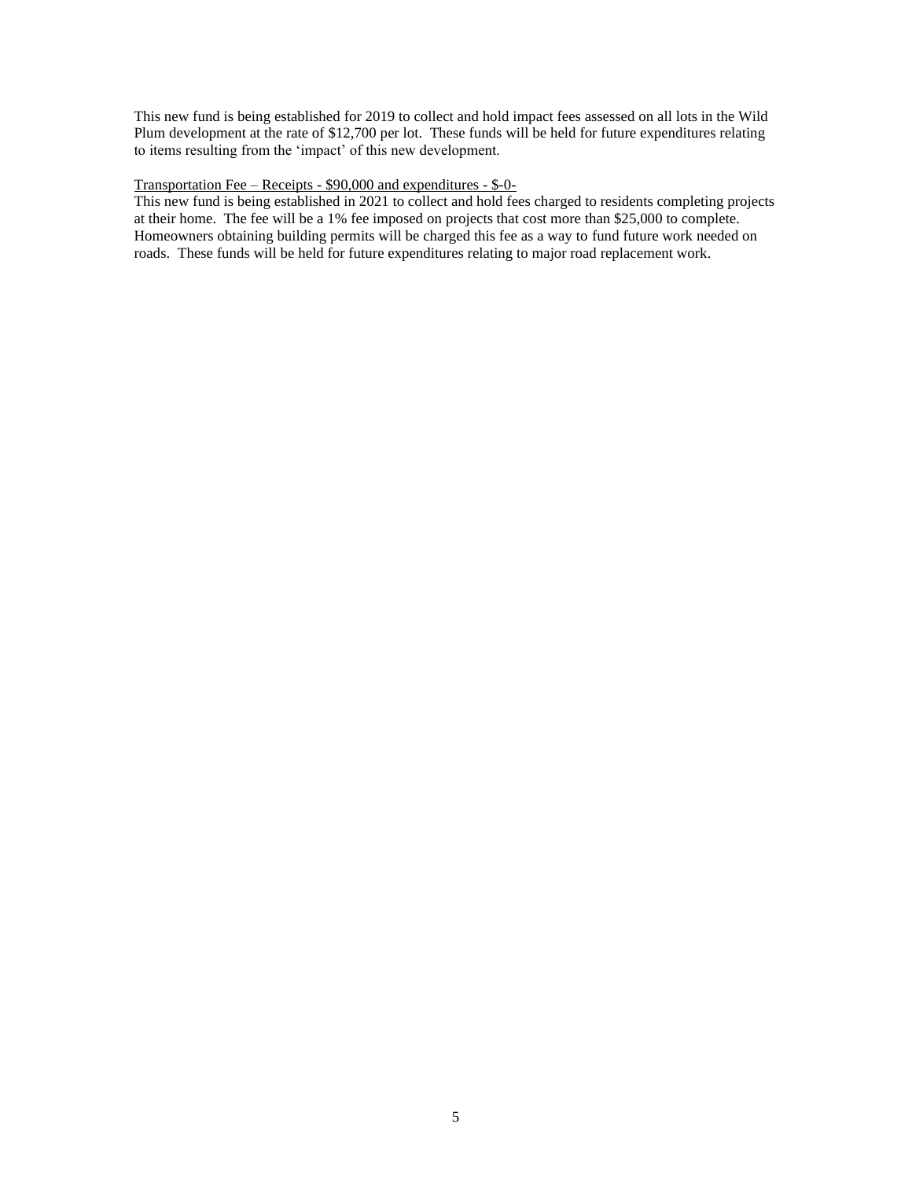This new fund is being established for 2019 to collect and hold impact fees assessed on all lots in the Wild Plum development at the rate of $12,700 per lot. These funds will be held for future expenditures relating to items resulting from the 'impact' of this new development.

<u>Transportation Fee – Receipts - $90,000 and expenditures - $-0-</u>

This new fund is being established in 2021 to collect and hold fees charged to residents completing projects at their home. The fee will be a 1% fee imposed on projects that cost more than $25,000 to complete. Homeowners obtaining building permits will be charged this fee as a way to fund future work needed on roads. These funds will be held for future expenditures relating to major road replacement work.